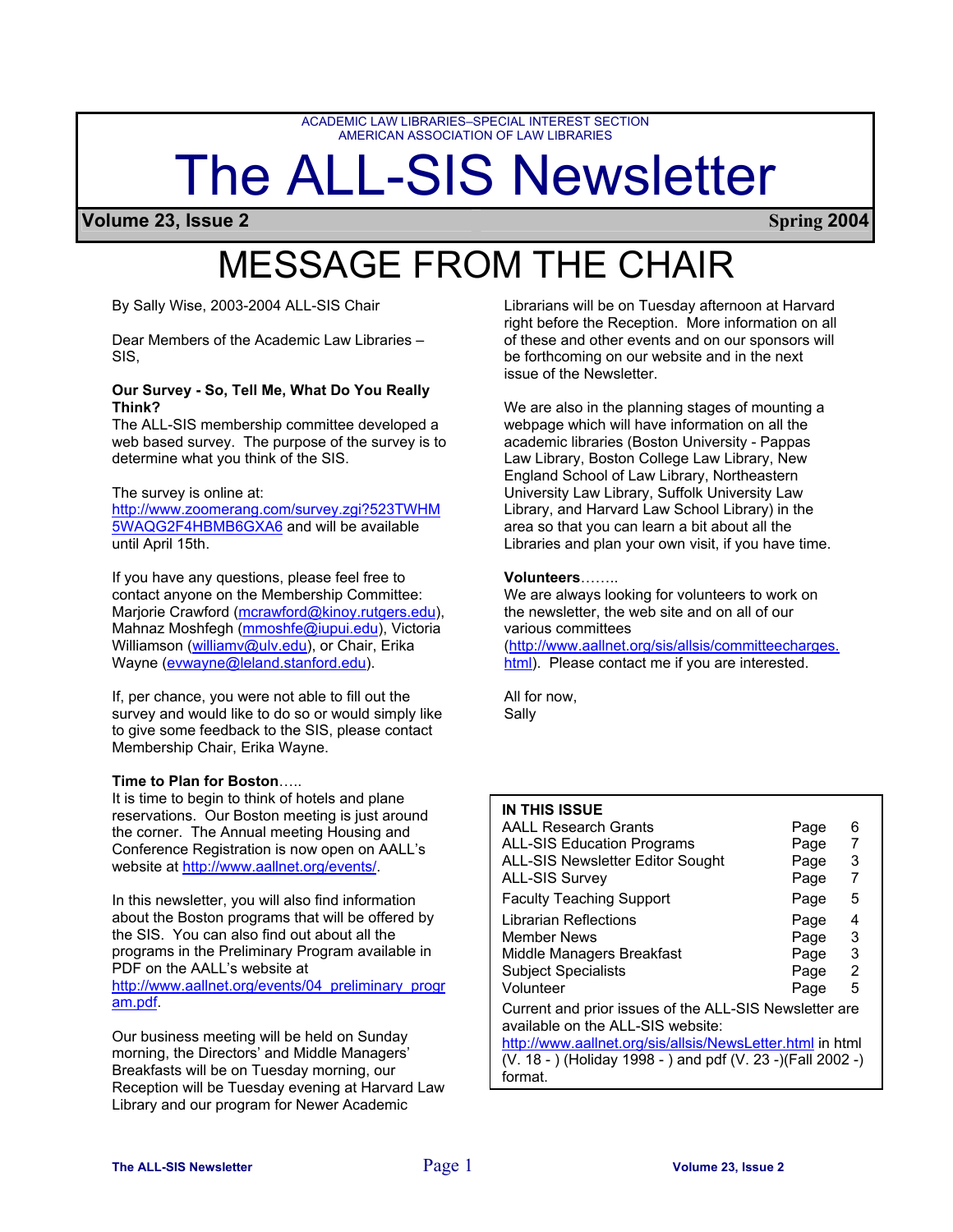ACADEMIC LAW LIBRARIES–SPECIAL INTEREST SECTION
AMERICAN ASSOCIATION OF LAW LIBRARIES

# The ALL-SIS Newsletter

**Volume 23, Issue 2** **Spring 2004**

# MESSAGE FROM THE CHAIR

By Sally Wise, 2003-2004 ALL-SIS Chair

Dear Members of the Academic Law Libraries – SIS,

**Our Survey - So, Tell Me, What Do You Really Think?**

The ALL-SIS membership committee developed a web based survey. The purpose of the survey is to determine what you think of the SIS.

The survey is online at: http://www.zoomerang.com/survey.zgi?523TWHM5WAQG2F4HBMB6GXA6 and will be available until April 15th.

If you have any questions, please feel free to contact anyone on the Membership Committee: Marjorie Crawford (mcrawford@kinoy.rutgers.edu), Mahnaz Moshfegh (mmoshfe@iupui.edu), Victoria Williamson (williamv@ulv.edu), or Chair, Erika Wayne (evwayne@leland.stanford.edu).

If, per chance, you were not able to fill out the survey and would like to do so or would simply like to give some feedback to the SIS, please contact Membership Chair, Erika Wayne.

**Time to Plan for Boston**…..

It is time to begin to think of hotels and plane reservations. Our Boston meeting is just around the corner. The Annual meeting Housing and Conference Registration is now open on AALL's website at http://www.aallnet.org/events/.

In this newsletter, you will also find information about the Boston programs that will be offered by the SIS. You can also find out about all the programs in the Preliminary Program available in PDF on the AALL's website at http://www.aallnet.org/events/04_preliminary_program.pdf.

Our business meeting will be held on Sunday morning, the Directors' and Middle Managers' Breakfasts will be on Tuesday morning, our Reception will be Tuesday evening at Harvard Law Library and our program for Newer Academic Librarians will be on Tuesday afternoon at Harvard right before the Reception. More information on all of these and other events and on our sponsors will be forthcoming on our website and in the next issue of the Newsletter.

We are also in the planning stages of mounting a webpage which will have information on all the academic libraries (Boston University - Pappas Law Library, Boston College Law Library, New England School of Law Library, Northeastern University Law Library, Suffolk University Law Library, and Harvard Law School Library) in the area so that you can learn a bit about all the Libraries and plan your own visit, if you have time.

**Volunteers**……..

We are always looking for volunteers to work on the newsletter, the web site and on all of our various committees (http://www.aallnet.org/sis/allsis/committeecharges.html). Please contact me if you are interested.

All for now,
Sally

**IN THIS ISSUE**

| | |
|---|---|
| AALL Research Grants | Page 6 |
| ALL-SIS Education Programs | Page 7 |
| ALL-SIS Newsletter Editor Sought | Page 3 |
| ALL-SIS Survey | Page 7 |
| Faculty Teaching Support | Page 5 |
| Librarian Reflections | Page 4 |
| Member News | Page 3 |
| Middle Managers Breakfast | Page 3 |
| Subject Specialists | Page 2 |
| Volunteer | Page 5 |

Current and prior issues of the ALL-SIS Newsletter are available on the ALL-SIS website: http://www.aallnet.org/sis/allsis/NewsLetter.html in html (V. 18 - ) (Holiday 1998 - ) and pdf (V. 23 -)(Fall 2002 -) format.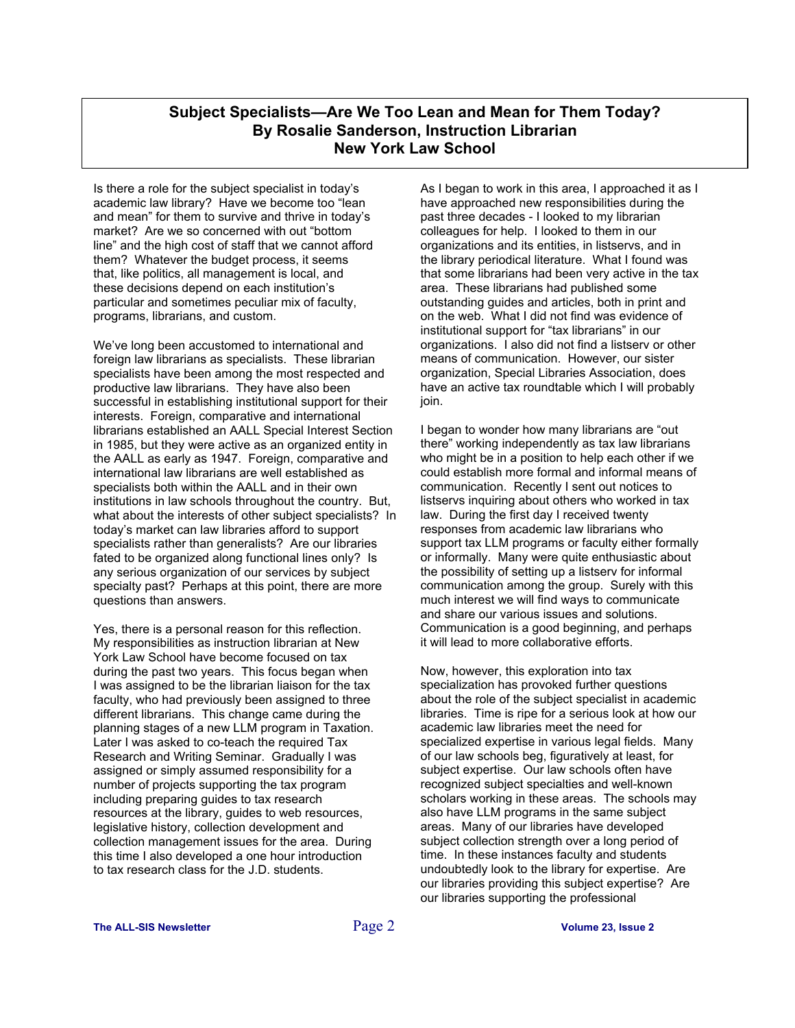## Subject Specialists—Are We Too Lean and Mean for Them Today?
### By Rosalie Sanderson, Instruction Librarian
### New York Law School

Is there a role for the subject specialist in today's academic law library? Have we become too "lean and mean" for them to survive and thrive in today's market? Are we so concerned with out "bottom line" and the high cost of staff that we cannot afford them? Whatever the budget process, it seems that, like politics, all management is local, and these decisions depend on each institution's particular and sometimes peculiar mix of faculty, programs, librarians, and custom.

We've long been accustomed to international and foreign law librarians as specialists. These librarian specialists have been among the most respected and productive law librarians. They have also been successful in establishing institutional support for their interests. Foreign, comparative and international librarians established an AALL Special Interest Section in 1985, but they were active as an organized entity in the AALL as early as 1947. Foreign, comparative and international law librarians are well established as specialists both within the AALL and in their own institutions in law schools throughout the country. But, what about the interests of other subject specialists? In today's market can law libraries afford to support specialists rather than generalists? Are our libraries fated to be organized along functional lines only? Is any serious organization of our services by subject specialty past? Perhaps at this point, there are more questions than answers.

Yes, there is a personal reason for this reflection. My responsibilities as instruction librarian at New York Law School have become focused on tax during the past two years. This focus began when I was assigned to be the librarian liaison for the tax faculty, who had previously been assigned to three different librarians. This change came during the planning stages of a new LLM program in Taxation. Later I was asked to co-teach the required Tax Research and Writing Seminar. Gradually I was assigned or simply assumed responsibility for a number of projects supporting the tax program including preparing guides to tax research resources at the library, guides to web resources, legislative history, collection development and collection management issues for the area. During this time I also developed a one hour introduction to tax research class for the J.D. students.

As I began to work in this area, I approached it as I have approached new responsibilities during the past three decades - I looked to my librarian colleagues for help. I looked to them in our organizations and its entities, in listservs, and in the library periodical literature. What I found was that some librarians had been very active in the tax area. These librarians had published some outstanding guides and articles, both in print and on the web. What I did not find was evidence of institutional support for "tax librarians" in our organizations. I also did not find a listserv or other means of communication. However, our sister organization, Special Libraries Association, does have an active tax roundtable which I will probably join.

I began to wonder how many librarians are "out there" working independently as tax law librarians who might be in a position to help each other if we could establish more formal and informal means of communication. Recently I sent out notices to listservs inquiring about others who worked in tax law. During the first day I received twenty responses from academic law librarians who support tax LLM programs or faculty either formally or informally. Many were quite enthusiastic about the possibility of setting up a listserv for informal communication among the group. Surely with this much interest we will find ways to communicate and share our various issues and solutions. Communication is a good beginning, and perhaps it will lead to more collaborative efforts.

Now, however, this exploration into tax specialization has provoked further questions about the role of the subject specialist in academic libraries. Time is ripe for a serious look at how our academic law libraries meet the need for specialized expertise in various legal fields. Many of our law schools beg, figuratively at least, for subject expertise. Our law schools often have recognized subject specialties and well-known scholars working in these areas. The schools may also have LLM programs in the same subject areas. Many of our libraries have developed subject collection strength over a long period of time. In these instances faculty and students undoubtedly look to the library for expertise. Are our libraries providing this subject expertise? Are our libraries supporting the professional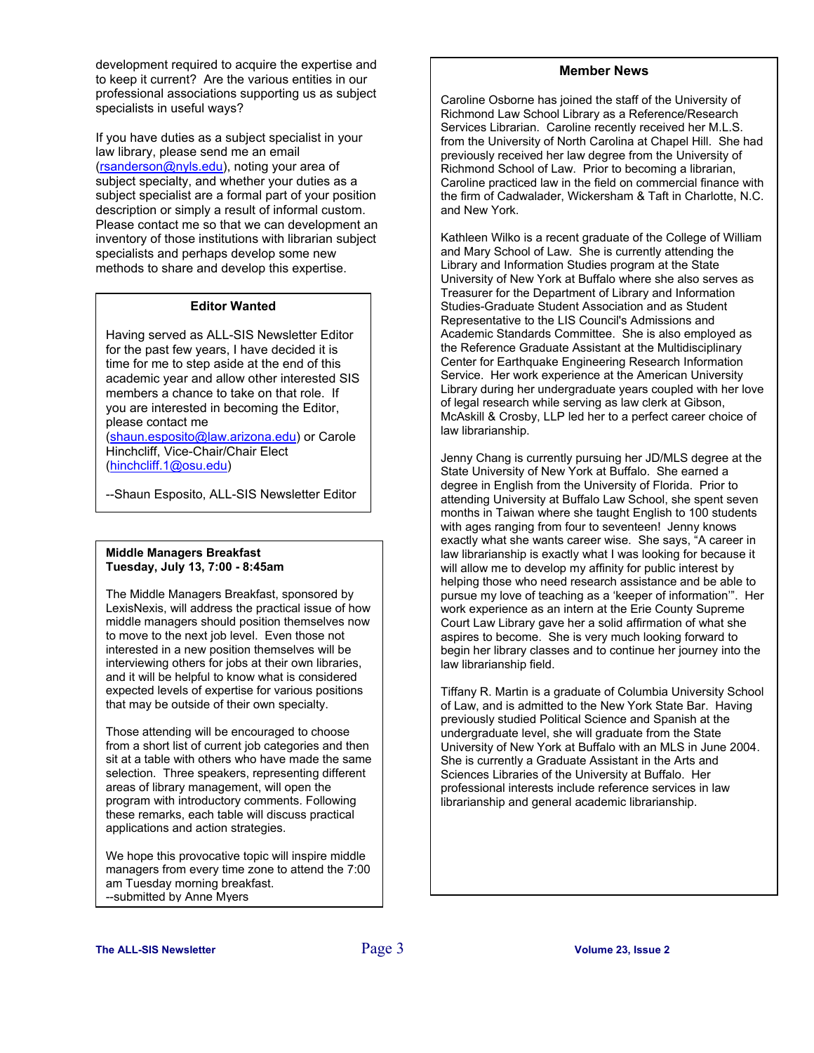development required to acquire the expertise and to keep it current? Are the various entities in our professional associations supporting us as subject specialists in useful ways?

If you have duties as a subject specialist in your law library, please send me an email (rsanderson@nyls.edu), noting your area of subject specialty, and whether your duties as a subject specialist are a formal part of your position description or simply a result of informal custom. Please contact me so that we can development an inventory of those institutions with librarian subject specialists and perhaps develop some new methods to share and develop this expertise.

### Editor Wanted

Having served as ALL-SIS Newsletter Editor for the past few years, I have decided it is time for me to step aside at the end of this academic year and allow other interested SIS members a chance to take on that role. If you are interested in becoming the Editor, please contact me (shaun.esposito@law.arizona.edu) or Carole Hinchcliff, Vice-Chair/Chair Elect (hinchcliff.1@osu.edu)

--Shaun Esposito, ALL-SIS Newsletter Editor

### Middle Managers Breakfast
**Tuesday, July 13, 7:00 - 8:45am**

The Middle Managers Breakfast, sponsored by LexisNexis, will address the practical issue of how middle managers should position themselves now to move to the next job level. Even those not interested in a new position themselves will be interviewing others for jobs at their own libraries, and it will be helpful to know what is considered expected levels of expertise for various positions that may be outside of their own specialty.

Those attending will be encouraged to choose from a short list of current job categories and then sit at a table with others who have made the same selection. Three speakers, representing different areas of library management, will open the program with introductory comments. Following these remarks, each table will discuss practical applications and action strategies.

We hope this provocative topic will inspire middle managers from every time zone to attend the 7:00 am Tuesday morning breakfast.
--submitted by Anne Myers

### Member News

Caroline Osborne has joined the staff of the University of Richmond Law School Library as a Reference/Research Services Librarian. Caroline recently received her M.L.S. from the University of North Carolina at Chapel Hill. She had previously received her law degree from the University of Richmond School of Law. Prior to becoming a librarian, Caroline practiced law in the field on commercial finance with the firm of Cadwalader, Wickersham & Taft in Charlotte, N.C. and New York.

Kathleen Wilko is a recent graduate of the College of William and Mary School of Law. She is currently attending the Library and Information Studies program at the State University of New York at Buffalo where she also serves as Treasurer for the Department of Library and Information Studies-Graduate Student Association and as Student Representative to the LIS Council's Admissions and Academic Standards Committee. She is also employed as the Reference Graduate Assistant at the Multidisciplinary Center for Earthquake Engineering Research Information Service. Her work experience at the American University Library during her undergraduate years coupled with her love of legal research while serving as law clerk at Gibson, McAskill & Crosby, LLP led her to a perfect career choice of law librarianship.

Jenny Chang is currently pursuing her JD/MLS degree at the State University of New York at Buffalo. She earned a degree in English from the University of Florida. Prior to attending University at Buffalo Law School, she spent seven months in Taiwan where she taught English to 100 students with ages ranging from four to seventeen! Jenny knows exactly what she wants career wise. She says, "A career in law librarianship is exactly what I was looking for because it will allow me to develop my affinity for public interest by helping those who need research assistance and be able to pursue my love of teaching as a 'keeper of information'". Her work experience as an intern at the Erie County Supreme Court Law Library gave her a solid affirmation of what she aspires to become. She is very much looking forward to begin her library classes and to continue her journey into the law librarianship field.

Tiffany R. Martin is a graduate of Columbia University School of Law, and is admitted to the New York State Bar. Having previously studied Political Science and Spanish at the undergraduate level, she will graduate from the State University of New York at Buffalo with an MLS in June 2004. She is currently a Graduate Assistant in the Arts and Sciences Libraries of the University at Buffalo. Her professional interests include reference services in law librarianship and general academic librarianship.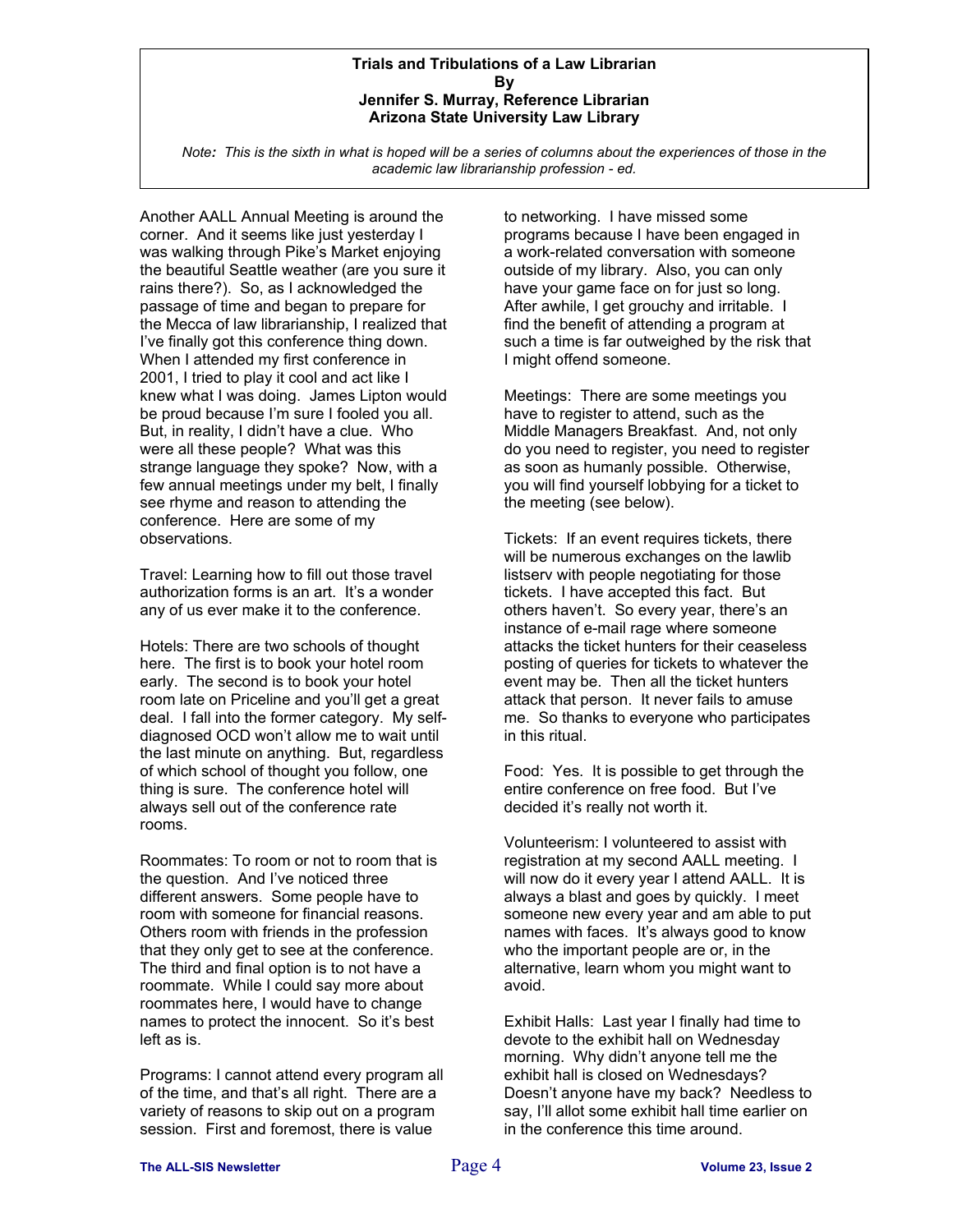**Trials and Tribulations of a Law Librarian**
**By**
**Jennifer S. Murray, Reference Librarian**
**Arizona State University Law Library**

*Note: This is the sixth in what is hoped will be a series of columns about the experiences of those in the academic law librarianship profession - ed.*

Another AALL Annual Meeting is around the corner. And it seems like just yesterday I was walking through Pike's Market enjoying the beautiful Seattle weather (are you sure it rains there?). So, as I acknowledged the passage of time and began to prepare for the Mecca of law librarianship, I realized that I've finally got this conference thing down. When I attended my first conference in 2001, I tried to play it cool and act like I knew what I was doing. James Lipton would be proud because I'm sure I fooled you all. But, in reality, I didn't have a clue. Who were all these people? What was this strange language they spoke? Now, with a few annual meetings under my belt, I finally see rhyme and reason to attending the conference. Here are some of my observations.

Travel: Learning how to fill out those travel authorization forms is an art. It's a wonder any of us ever make it to the conference.

Hotels: There are two schools of thought here. The first is to book your hotel room early. The second is to book your hotel room late on Priceline and you'll get a great deal. I fall into the former category. My self-diagnosed OCD won't allow me to wait until the last minute on anything. But, regardless of which school of thought you follow, one thing is sure. The conference hotel will always sell out of the conference rate rooms.

Roommates: To room or not to room that is the question. And I've noticed three different answers. Some people have to room with someone for financial reasons. Others room with friends in the profession that they only get to see at the conference. The third and final option is to not have a roommate. While I could say more about roommates here, I would have to change names to protect the innocent. So it's best left as is.

Programs: I cannot attend every program all of the time, and that's all right. There are a variety of reasons to skip out on a program session. First and foremost, there is value to networking. I have missed some programs because I have been engaged in a work-related conversation with someone outside of my library. Also, you can only have your game face on for just so long. After awhile, I get grouchy and irritable. I find the benefit of attending a program at such a time is far outweighed by the risk that I might offend someone.

Meetings: There are some meetings you have to register to attend, such as the Middle Managers Breakfast. And, not only do you need to register, you need to register as soon as humanly possible. Otherwise, you will find yourself lobbying for a ticket to the meeting (see below).

Tickets: If an event requires tickets, there will be numerous exchanges on the lawlib listserv with people negotiating for those tickets. I have accepted this fact. But others haven't. So every year, there's an instance of e-mail rage where someone attacks the ticket hunters for their ceaseless posting of queries for tickets to whatever the event may be. Then all the ticket hunters attack that person. It never fails to amuse me. So thanks to everyone who participates in this ritual.

Food: Yes. It is possible to get through the entire conference on free food. But I've decided it's really not worth it.

Volunteerism: I volunteered to assist with registration at my second AALL meeting. I will now do it every year I attend AALL. It is always a blast and goes by quickly. I meet someone new every year and am able to put names with faces. It's always good to know who the important people are or, in the alternative, learn whom you might want to avoid.

Exhibit Halls: Last year I finally had time to devote to the exhibit hall on Wednesday morning. Why didn't anyone tell me the exhibit hall is closed on Wednesdays? Doesn't anyone have my back? Needless to say, I'll allot some exhibit hall time earlier on in the conference this time around.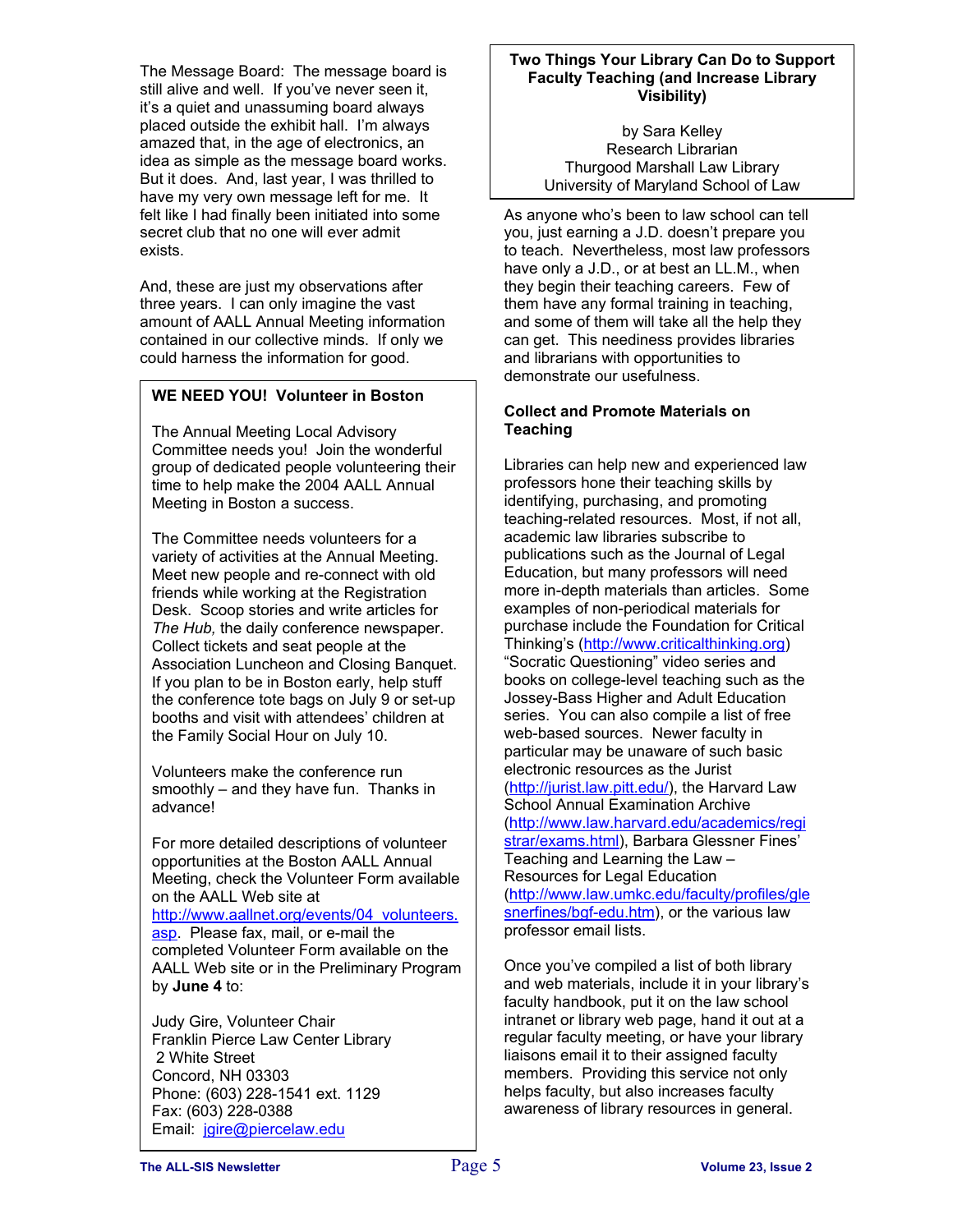The Message Board: The message board is still alive and well. If you've never seen it, it's a quiet and unassuming board always placed outside the exhibit hall. I'm always amazed that, in the age of electronics, an idea as simple as the message board works. But it does. And, last year, I was thrilled to have my very own message left for me. It felt like I had finally been initiated into some secret club that no one will ever admit exists.

And, these are just my observations after three years. I can only imagine the vast amount of AALL Annual Meeting information contained in our collective minds. If only we could harness the information for good.

**WE NEED YOU! Volunteer in Boston**

The Annual Meeting Local Advisory Committee needs you! Join the wonderful group of dedicated people volunteering their time to help make the 2004 AALL Annual Meeting in Boston a success.

The Committee needs volunteers for a variety of activities at the Annual Meeting. Meet new people and re-connect with old friends while working at the Registration Desk. Scoop stories and write articles for *The Hub,* the daily conference newspaper. Collect tickets and seat people at the Association Luncheon and Closing Banquet. If you plan to be in Boston early, help stuff the conference tote bags on July 9 or set-up booths and visit with attendees' children at the Family Social Hour on July 10.

Volunteers make the conference run smoothly – and they have fun. Thanks in advance!

For more detailed descriptions of volunteer opportunities at the Boston AALL Annual Meeting, check the Volunteer Form available on the AALL Web site at http://www.aallnet.org/events/04_volunteers.asp. Please fax, mail, or e-mail the completed Volunteer Form available on the AALL Web site or in the Preliminary Program by **June 4** to:

Judy Gire, Volunteer Chair
Franklin Pierce Law Center Library
2 White Street
Concord, NH 03303
Phone: (603) 228-1541 ext. 1129
Fax: (603) 228-0388
Email: jgire@piercelaw.edu

## Two Things Your Library Can Do to Support Faculty Teaching (and Increase Library Visibility)

by Sara Kelley
Research Librarian
Thurgood Marshall Law Library
University of Maryland School of Law

As anyone who's been to law school can tell you, just earning a J.D. doesn't prepare you to teach. Nevertheless, most law professors have only a J.D., or at best an LL.M., when they begin their teaching careers. Few of them have any formal training in teaching, and some of them will take all the help they can get. This neediness provides libraries and librarians with opportunities to demonstrate our usefulness.

### Collect and Promote Materials on Teaching

Libraries can help new and experienced law professors hone their teaching skills by identifying, purchasing, and promoting teaching-related resources. Most, if not all, academic law libraries subscribe to publications such as the Journal of Legal Education, but many professors will need more in-depth materials than articles. Some examples of non-periodical materials for purchase include the Foundation for Critical Thinking's (http://www.criticalthinking.org) "Socratic Questioning" video series and books on college-level teaching such as the Jossey-Bass Higher and Adult Education series. You can also compile a list of free web-based sources. Newer faculty in particular may be unaware of such basic electronic resources as the Jurist (http://jurist.law.pitt.edu/), the Harvard Law School Annual Examination Archive (http://www.law.harvard.edu/academics/registrar/exams.html), Barbara Glessner Fines' Teaching and Learning the Law – Resources for Legal Education (http://www.law.umkc.edu/faculty/profiles/glesnerfines/bgf-edu.htm), or the various law professor email lists.

Once you've compiled a list of both library and web materials, include it in your library's faculty handbook, put it on the law school intranet or library web page, hand it out at a regular faculty meeting, or have your library liaisons email it to their assigned faculty members. Providing this service not only helps faculty, but also increases faculty awareness of library resources in general.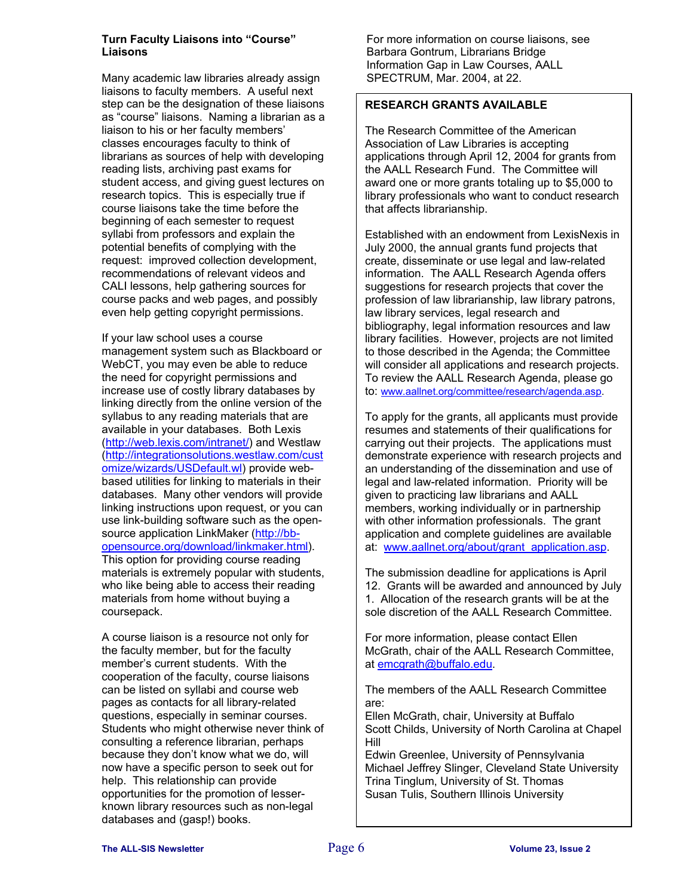### Turn Faculty Liaisons into "Course" Liaisons

Many academic law libraries already assign liaisons to faculty members. A useful next step can be the designation of these liaisons as "course" liaisons. Naming a librarian as a liaison to his or her faculty members' classes encourages faculty to think of librarians as sources of help with developing reading lists, archiving past exams for student access, and giving guest lectures on research topics. This is especially true if course liaisons take the time before the beginning of each semester to request syllabi from professors and explain the potential benefits of complying with the request: improved collection development, recommendations of relevant videos and CALI lessons, help gathering sources for course packs and web pages, and possibly even help getting copyright permissions.

If your law school uses a course management system such as Blackboard or WebCT, you may even be able to reduce the need for copyright permissions and increase use of costly library databases by linking directly from the online version of the syllabus to any reading materials that are available in your databases. Both Lexis (http://web.lexis.com/intranet/) and Westlaw (http://integrationsolutions.westlaw.com/customize/wizards/USDefault.wl) provide web-based utilities for linking to materials in their databases. Many other vendors will provide linking instructions upon request, or you can use link-building software such as the open-source application LinkMaker (http://bb-opensource.org/download/linkmaker.html). This option for providing course reading materials is extremely popular with students, who like being able to access their reading materials from home without buying a coursepack.

A course liaison is a resource not only for the faculty member, but for the faculty member's current students. With the cooperation of the faculty, course liaisons can be listed on syllabi and course web pages as contacts for all library-related questions, especially in seminar courses. Students who might otherwise never think of consulting a reference librarian, perhaps because they don't know what we do, will now have a specific person to seek out for help. This relationship can provide opportunities for the promotion of lesser-known library resources such as non-legal databases and (gasp!) books.

For more information on course liaisons, see Barbara Gontrum, Librarians Bridge Information Gap in Law Courses, AALL SPECTRUM, Mar. 2004, at 22.

### RESEARCH GRANTS AVAILABLE

The Research Committee of the American Association of Law Libraries is accepting applications through April 12, 2004 for grants from the AALL Research Fund. The Committee will award one or more grants totaling up to $5,000 to library professionals who want to conduct research that affects librarianship.

Established with an endowment from LexisNexis in July 2000, the annual grants fund projects that create, disseminate or use legal and law-related information. The AALL Research Agenda offers suggestions for research projects that cover the profession of law librarianship, law library patrons, law library services, legal research and bibliography, legal information resources and law library facilities. However, projects are not limited to those described in the Agenda; the Committee will consider all applications and research projects. To review the AALL Research Agenda, please go to: www.aallnet.org/committee/research/agenda.asp.

To apply for the grants, all applicants must provide resumes and statements of their qualifications for carrying out their projects. The applications must demonstrate experience with research projects and an understanding of the dissemination and use of legal and law-related information. Priority will be given to practicing law librarians and AALL members, working individually or in partnership with other information professionals. The grant application and complete guidelines are available at: www.aallnet.org/about/grant_application.asp.

The submission deadline for applications is April 12. Grants will be awarded and announced by July 1. Allocation of the research grants will be at the sole discretion of the AALL Research Committee.

For more information, please contact Ellen McGrath, chair of the AALL Research Committee, at emcgrath@buffalo.edu.

The members of the AALL Research Committee are:
Ellen McGrath, chair, University at Buffalo
Scott Childs, University of North Carolina at Chapel Hill
Edwin Greenlee, University of Pennsylvania
Michael Jeffrey Slinger, Cleveland State University
Trina Tinglum, University of St. Thomas
Susan Tulis, Southern Illinois University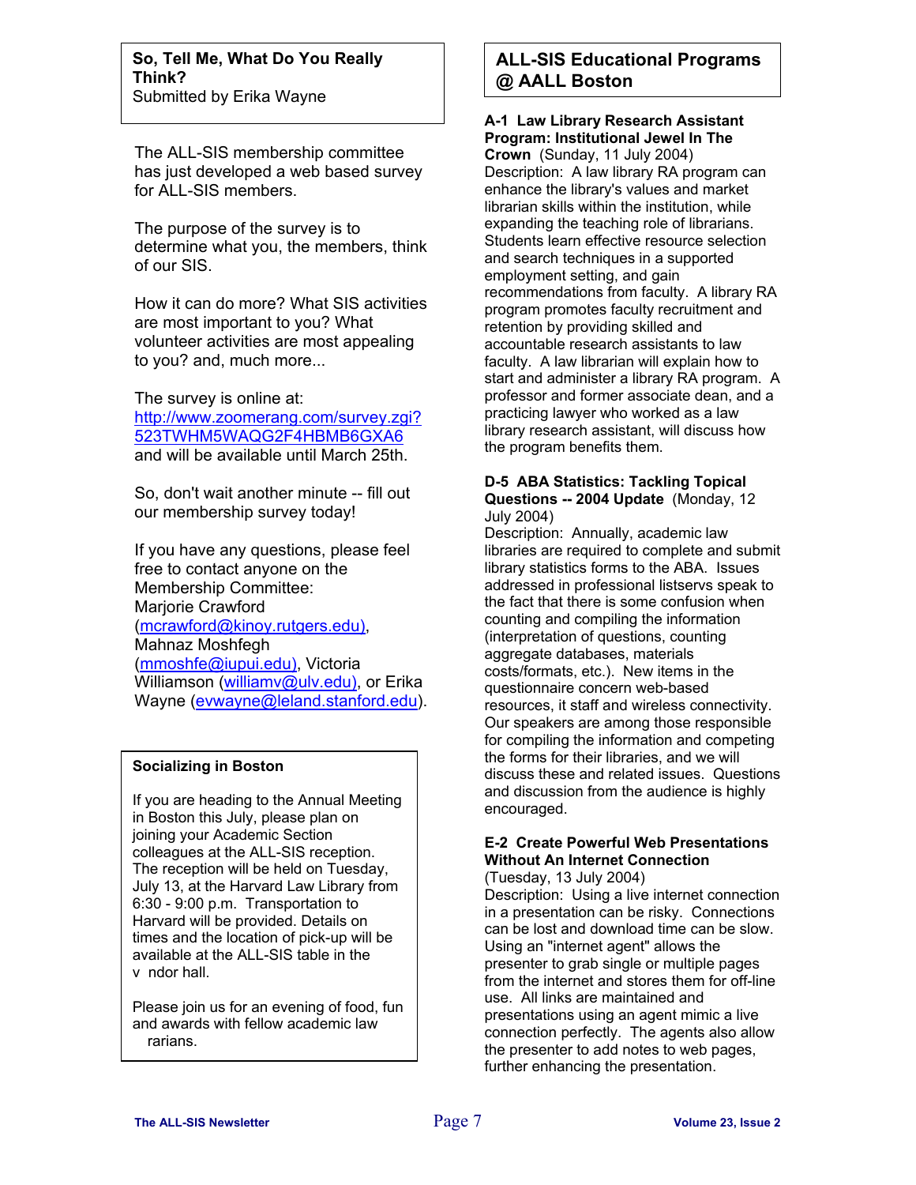## So, Tell Me, What Do You Really Think?

Submitted by Erika Wayne

The ALL-SIS membership committee has just developed a web based survey for ALL-SIS members.

The purpose of the survey is to determine what you, the members, think of our SIS.

How it can do more? What SIS activities are most important to you? What volunteer activities are most appealing to you? and, much more...

The survey is online at: http://www.zoomerang.com/survey.zgi?523TWHM5WAQG2F4HBMB6GXA6 and will be available until March 25th.

So, don't wait another minute -- fill out our membership survey today!

If you have any questions, please feel free to contact anyone on the Membership Committee: Marjorie Crawford (mcrawford@kinoy.rutgers.edu), Mahnaz Moshfegh (mmoshfe@iupui.edu), Victoria Williamson (williamv@ulv.edu), or Erika Wayne (evwayne@leland.stanford.edu).

## Socializing in Boston

If you are heading to the Annual Meeting in Boston this July, please plan on joining your Academic Section colleagues at the ALL-SIS reception. The reception will be held on Tuesday, July 13, at the Harvard Law Library from 6:30 - 9:00 p.m. Transportation to Harvard will be provided. Details on times and the location of pick-up will be available at the ALL-SIS table in the v ndor hall.

Please join us for an evening of food, fun and awards with fellow academic law rarians.

## ALL-SIS Educational Programs @ AALL Boston

**A-1 Law Library Research Assistant Program: Institutional Jewel In The Crown** (Sunday, 11 July 2004)
Description: A law library RA program can enhance the library's values and market librarian skills within the institution, while expanding the teaching role of librarians. Students learn effective resource selection and search techniques in a supported employment setting, and gain recommendations from faculty. A library RA program promotes faculty recruitment and retention by providing skilled and accountable research assistants to law faculty. A law librarian will explain how to start and administer a library RA program. A professor and former associate dean, and a practicing lawyer who worked as a law library research assistant, will discuss how the program benefits them.

**D-5 ABA Statistics: Tackling Topical Questions -- 2004 Update** (Monday, 12 July 2004)
Description: Annually, academic law libraries are required to complete and submit library statistics forms to the ABA. Issues addressed in professional listservs speak to the fact that there is some confusion when counting and compiling the information (interpretation of questions, counting aggregate databases, materials costs/formats, etc.). New items in the questionnaire concern web-based resources, it staff and wireless connectivity. Our speakers are among those responsible for compiling the information and competing the forms for their libraries, and we will discuss these and related issues. Questions and discussion from the audience is highly encouraged.

**E-2 Create Powerful Web Presentations Without An Internet Connection**
(Tuesday, 13 July 2004)
Description: Using a live internet connection in a presentation can be risky. Connections can be lost and download time can be slow. Using an "internet agent" allows the presenter to grab single or multiple pages from the internet and stores them for off-line use. All links are maintained and presentations using an agent mimic a live connection perfectly. The agents also allow the presenter to add notes to web pages, further enhancing the presentation.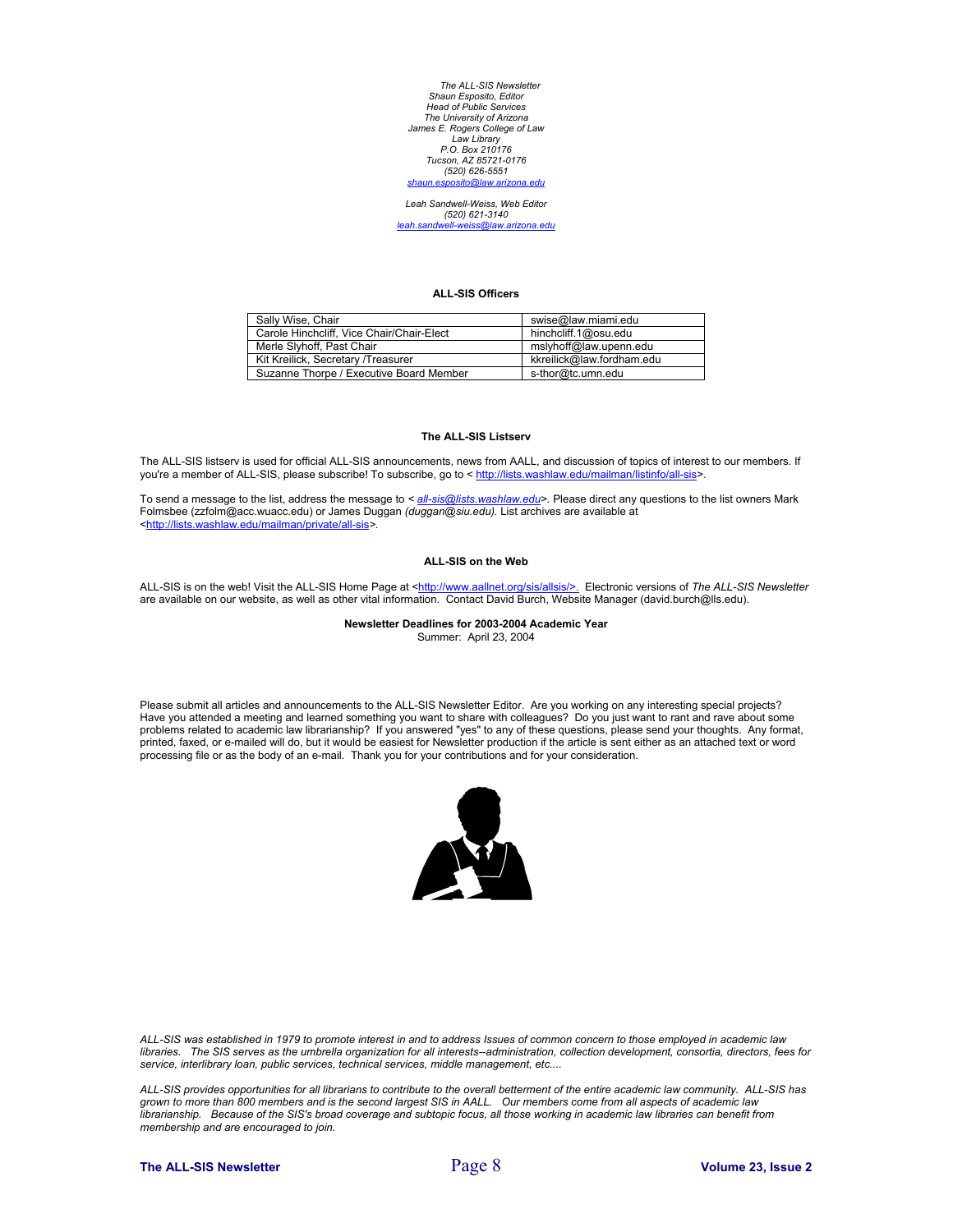*The ALL-SIS Newsletter*
*Shaun Esposito, Editor*
*Head of Public Services*
*The University of Arizona*
*James E. Rogers College of Law*
*Law Library*
*P.O. Box 210176*
*Tucson, AZ 85721-0176*
*(520) 626-5551*
*shaun.esposito@law.arizona.edu*

*Leah Sandwell-Weiss, Web Editor*
*(520) 621-3140*
*leah.sandwell-weiss@law.arizona.edu*

### ALL-SIS Officers

| | |
|---|---|
| Sally Wise, Chair | swise@law.miami.edu |
| Carole Hinchcliff, Vice Chair/Chair-Elect | hinchcliff.1@osu.edu |
| Merle Slyhoff, Past Chair | mslyhoff@law.upenn.edu |
| Kit Kreilick, Secretary /Treasurer | kkreilick@law.fordham.edu |
| Suzanne Thorpe / Executive Board Member | s-thor@tc.umn.edu |

### The ALL-SIS Listserv

The ALL-SIS listserv is used for official ALL-SIS announcements, news from AALL, and discussion of topics of interest to our members. If you're a member of ALL-SIS, please subscribe! To subscribe, go to < http://lists.washlaw.edu/mailman/listinfo/all-sis>.

To send a message to the list, address the message to < *all-sis@lists.washlaw.edu*>. Please direct any questions to the list owners Mark Folmsbee (zzfolm@acc.wuacc.edu) or James Duggan *(duggan@siu.edu).* List archives are available at <http://lists.washlaw.edu/mailman/private/all-sis>.

### ALL-SIS on the Web

ALL-SIS is on the web! Visit the ALL-SIS Home Page at <http://www.aallnet.org/sis/allsis/>. Electronic versions of *The ALL-SIS Newsletter* are available on our website, as well as other vital information. Contact David Burch, Website Manager (david.burch@lls.edu).

**Newsletter Deadlines for 2003-2004 Academic Year**
Summer: April 23, 2004

Please submit all articles and announcements to the ALL-SIS Newsletter Editor. Are you working on any interesting special projects? Have you attended a meeting and learned something you want to share with colleagues? Do you just want to rant and rave about some problems related to academic law librarianship? If you answered "yes" to any of these questions, please send your thoughts. Any format, printed, faxed, or e-mailed will do, but it would be easiest for Newsletter production if the article is sent either as an attached text or word processing file or as the body of an e-mail. Thank you for your contributions and for your consideration.

*ALL-SIS was established in 1979 to promote interest in and to address Issues of common concern to those employed in academic law libraries. The SIS serves as the umbrella organization for all interests--administration, collection development, consortia, directors, fees for service, interlibrary loan, public services, technical services, middle management, etc....*

*ALL-SIS provides opportunities for all librarians to contribute to the overall betterment of the entire academic law community. ALL-SIS has grown to more than 800 members and is the second largest SIS in AALL. Our members come from all aspects of academic law librarianship. Because of the SIS's broad coverage and subtopic focus, all those working in academic law libraries can benefit from membership and are encouraged to join.*